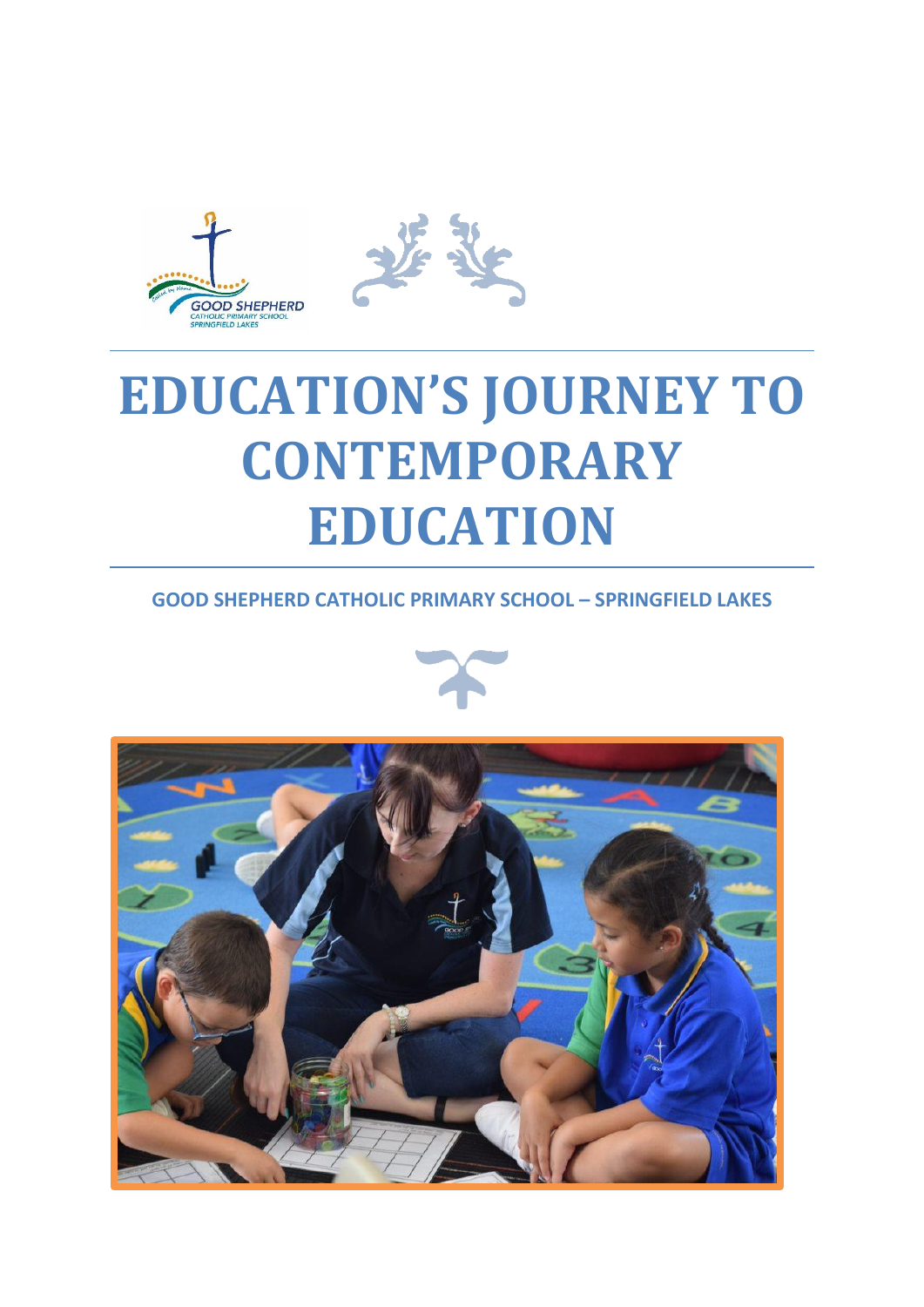# EDUCATION'S JOURNEY TO CONTEMPORARY EDUCATION

**GOOD SHEPHERD CATHOLIC PRIMARY SCHOOL – SPRINGFIELD LAKES**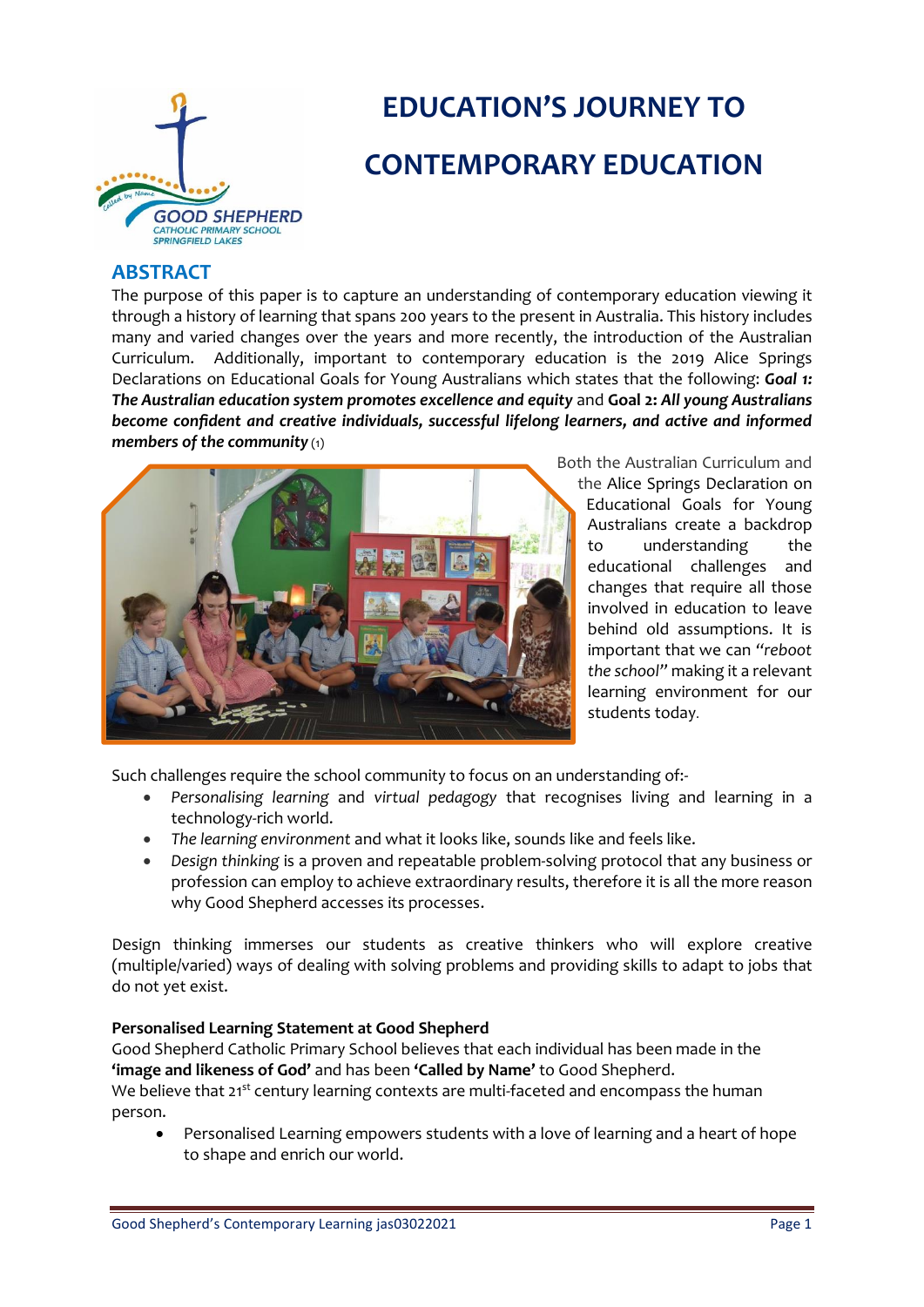# EDUCATION'S JOURNEY TO CONTEMPORARY EDUCATION

## ABSTRACT

The purpose of this paper is to capture an understanding of contemporary education viewing it through a history of learning that spans 200 years to the present in Australia. This history includes many and varied changes over the years and more recently, the introduction of the Australian Curriculum. Additionally, important to contemporary education is the 2019 Alice Springs Declarations on Educational Goals for Young Australians which states that the following: ***Goal 1: The Australian education system promotes excellence and equity*** and **Goal 2:** ***All young Australians become confident and creative individuals, successful lifelong learners, and active and informed members of the community*** (1)

Both the Australian Curriculum and the Alice Springs Declaration on Educational Goals for Young Australians create a backdrop to understanding the educational challenges and changes that require all those involved in education to leave behind old assumptions. It is important that we can *"reboot the school"* making it a relevant learning environment for our students today.

Such challenges require the school community to focus on an understanding of:-

- *Personalising learning* and *virtual pedagogy* that recognises living and learning in a technology-rich world.
- *The learning environment* and what it looks like, sounds like and feels like.
- *Design thinking* is a proven and repeatable problem-solving protocol that any business or profession can employ to achieve extraordinary results, therefore it is all the more reason why Good Shepherd accesses its processes.

Design thinking immerses our students as creative thinkers who will explore creative (multiple/varied) ways of dealing with solving problems and providing skills to adapt to jobs that do not yet exist.

**Personalised Learning Statement at Good Shepherd**

Good Shepherd Catholic Primary School believes that each individual has been made in the **'image and likeness of God'** and has been **'Called by Name'** to Good Shepherd.

We believe that 21st century learning contexts are multi-faceted and encompass the human person.

- Personalised Learning empowers students with a love of learning and a heart of hope to shape and enrich our world.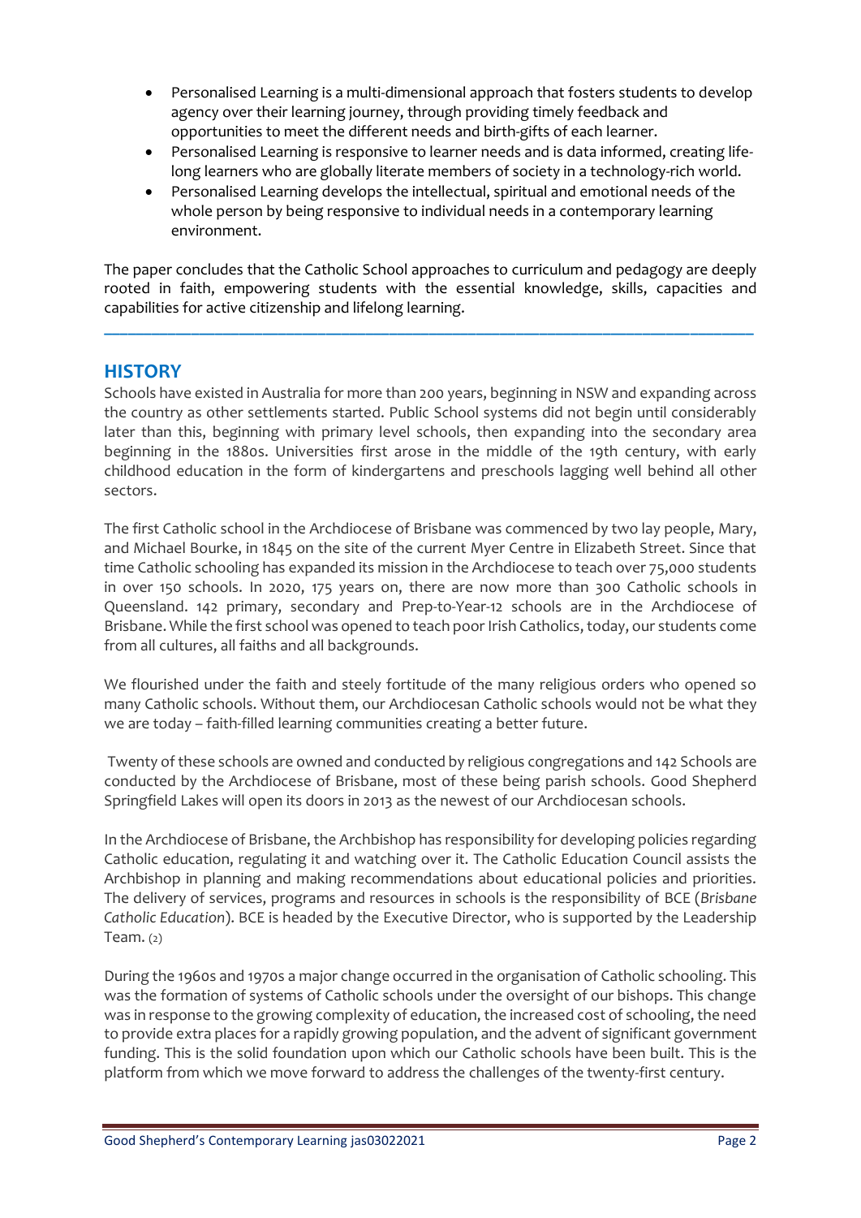- Personalised Learning is a multi-dimensional approach that fosters students to develop agency over their learning journey, through providing timely feedback and opportunities to meet the different needs and birth-gifts of each learner.
- Personalised Learning is responsive to learner needs and is data informed, creating life-long learners who are globally literate members of society in a technology-rich world.
- Personalised Learning develops the intellectual, spiritual and emotional needs of the whole person by being responsive to individual needs in a contemporary learning environment.

The paper concludes that the Catholic School approaches to curriculum and pedagogy are deeply rooted in faith, empowering students with the essential knowledge, skills, capacities and capabilities for active citizenship and lifelong learning.

---

## HISTORY

Schools have existed in Australia for more than 200 years, beginning in NSW and expanding across the country as other settlements started. Public School systems did not begin until considerably later than this, beginning with primary level schools, then expanding into the secondary area beginning in the 1880s. Universities first arose in the middle of the 19th century, with early childhood education in the form of kindergartens and preschools lagging well behind all other sectors.

The first Catholic school in the Archdiocese of Brisbane was commenced by two lay people, Mary, and Michael Bourke, in 1845 on the site of the current Myer Centre in Elizabeth Street. Since that time Catholic schooling has expanded its mission in the Archdiocese to teach over 75,000 students in over 150 schools. In 2020, 175 years on, there are now more than 300 Catholic schools in Queensland. 142 primary, secondary and Prep-to-Year-12 schools are in the Archdiocese of Brisbane. While the first school was opened to teach poor Irish Catholics, today, our students come from all cultures, all faiths and all backgrounds.

We flourished under the faith and steely fortitude of the many religious orders who opened so many Catholic schools. Without them, our Archdiocesan Catholic schools would not be what they we are today – faith-filled learning communities creating a better future.

Twenty of these schools are owned and conducted by religious congregations and 142 Schools are conducted by the Archdiocese of Brisbane, most of these being parish schools. Good Shepherd Springfield Lakes will open its doors in 2013 as the newest of our Archdiocesan schools.

In the Archdiocese of Brisbane, the Archbishop has responsibility for developing policies regarding Catholic education, regulating it and watching over it. The Catholic Education Council assists the Archbishop in planning and making recommendations about educational policies and priorities. The delivery of services, programs and resources in schools is the responsibility of BCE (*Brisbane Catholic Education*). BCE is headed by the Executive Director, who is supported by the Leadership Team. (2)

During the 1960s and 1970s a major change occurred in the organisation of Catholic schooling. This was the formation of systems of Catholic schools under the oversight of our bishops. This change was in response to the growing complexity of education, the increased cost of schooling, the need to provide extra places for a rapidly growing population, and the advent of significant government funding. This is the solid foundation upon which our Catholic schools have been built. This is the platform from which we move forward to address the challenges of the twenty-first century.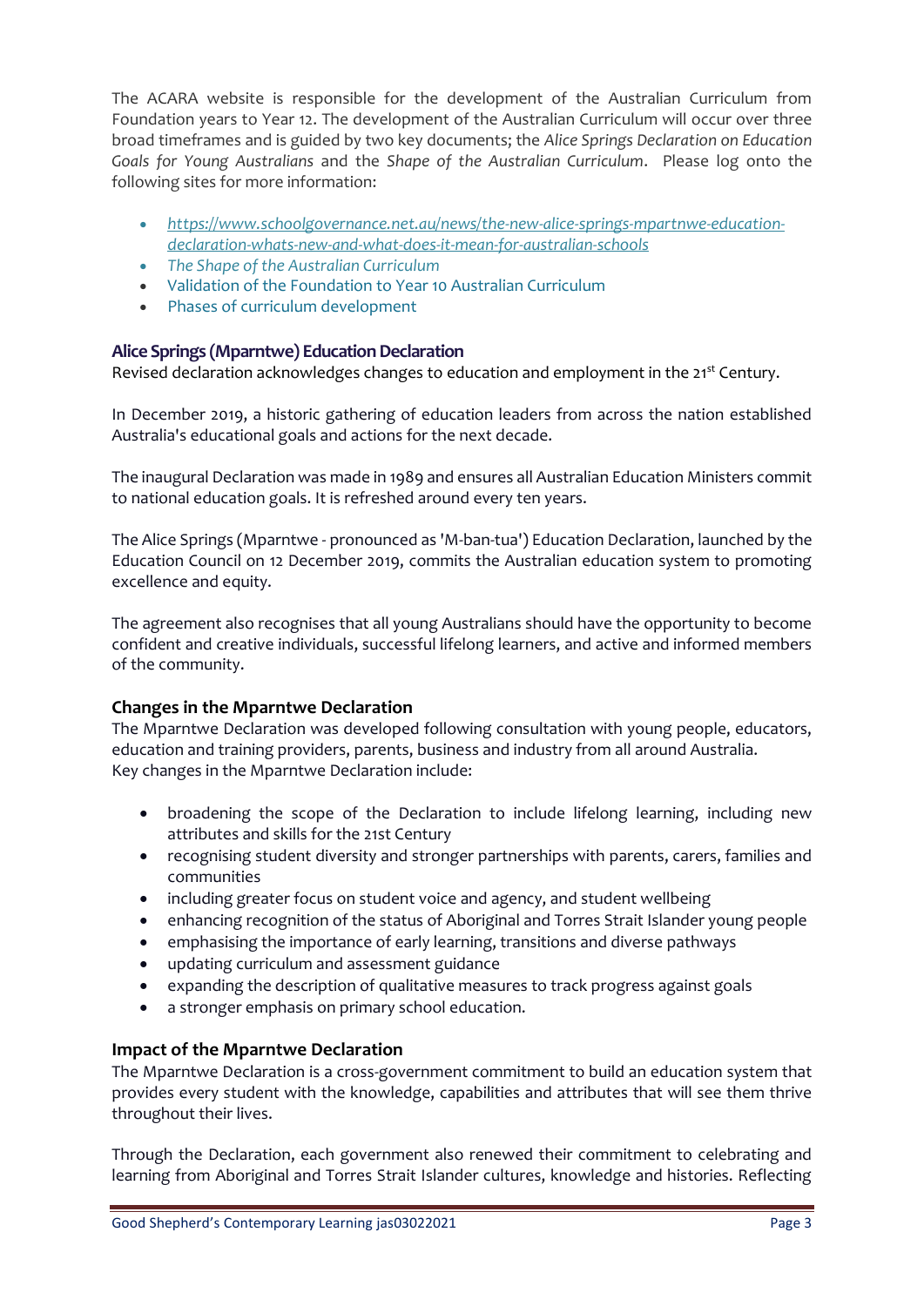The ACARA website is responsible for the development of the Australian Curriculum from Foundation years to Year 12. The development of the Australian Curriculum will occur over three broad timeframes and is guided by two key documents; the *Alice Springs Declaration on Education Goals for Young Australians* and the *Shape of the Australian Curriculum*. Please log onto the following sites for more information:

- *https://www.schoolgovernance.net.au/news/the-new-alice-springs-mpartnwe-education-declaration-whats-new-and-what-does-it-mean-for-australian-schools*
- *The Shape of the Australian Curriculum*
- Validation of the Foundation to Year 10 Australian Curriculum
- Phases of curriculum development

### Alice Springs (Mparntwe) Education Declaration

Revised declaration acknowledges changes to education and employment in the 21st Century.

In December 2019, a historic gathering of education leaders from across the nation established Australia's educational goals and actions for the next decade.

The inaugural Declaration was made in 1989 and ensures all Australian Education Ministers commit to national education goals. It is refreshed around every ten years.

The Alice Springs (Mparntwe - pronounced as 'M-ban-tua') Education Declaration, launched by the Education Council on 12 December 2019, commits the Australian education system to promoting excellence and equity.

The agreement also recognises that all young Australians should have the opportunity to become confident and creative individuals, successful lifelong learners, and active and informed members of the community.

### Changes in the Mparntwe Declaration

The Mparntwe Declaration was developed following consultation with young people, educators, education and training providers, parents, business and industry from all around Australia.
Key changes in the Mparntwe Declaration include:

- broadening the scope of the Declaration to include lifelong learning, including new attributes and skills for the 21st Century
- recognising student diversity and stronger partnerships with parents, carers, families and communities
- including greater focus on student voice and agency, and student wellbeing
- enhancing recognition of the status of Aboriginal and Torres Strait Islander young people
- emphasising the importance of early learning, transitions and diverse pathways
- updating curriculum and assessment guidance
- expanding the description of qualitative measures to track progress against goals
- a stronger emphasis on primary school education.

### Impact of the Mparntwe Declaration

The Mparntwe Declaration is a cross-government commitment to build an education system that provides every student with the knowledge, capabilities and attributes that will see them thrive throughout their lives.

Through the Declaration, each government also renewed their commitment to celebrating and learning from Aboriginal and Torres Strait Islander cultures, knowledge and histories. Reflecting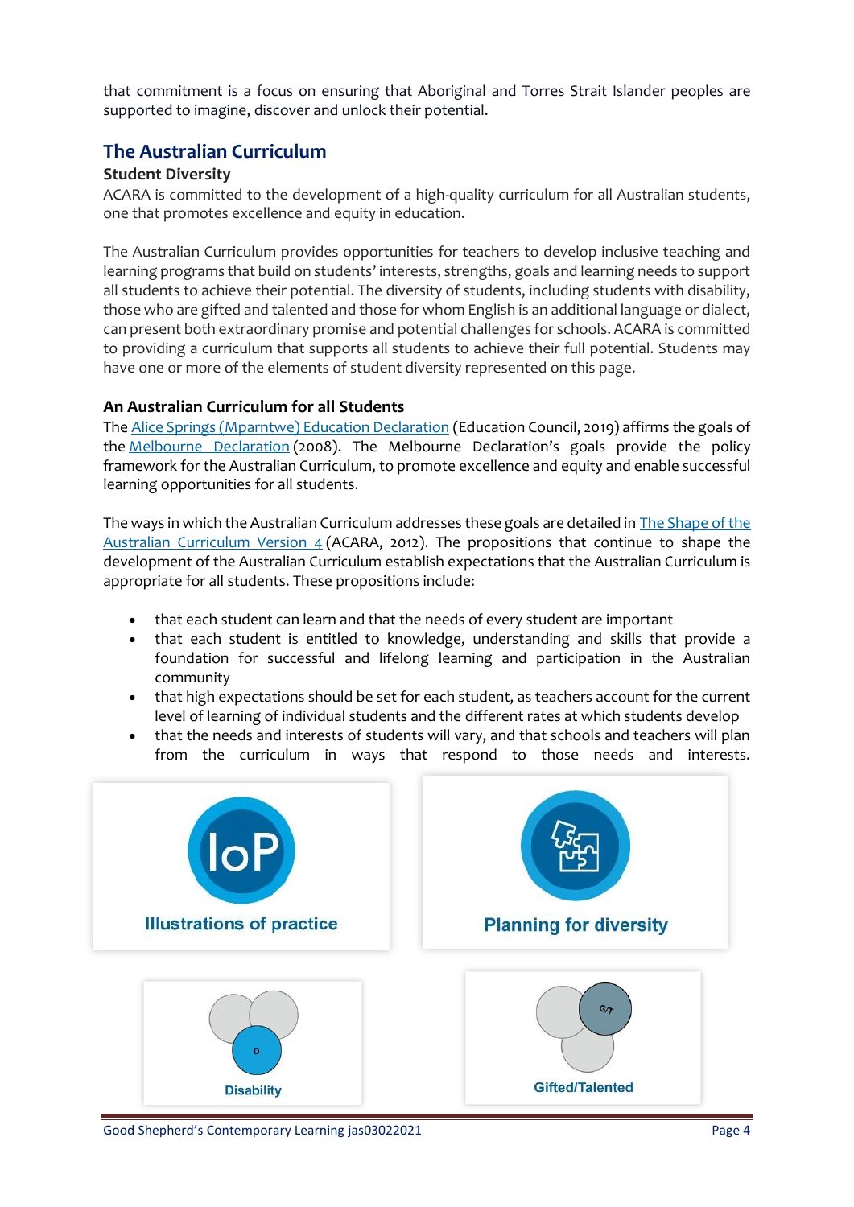that commitment is a focus on ensuring that Aboriginal and Torres Strait Islander peoples are supported to imagine, discover and unlock their potential.

## The Australian Curriculum

### Student Diversity

ACARA is committed to the development of a high-quality curriculum for all Australian students, one that promotes excellence and equity in education.

The Australian Curriculum provides opportunities for teachers to develop inclusive teaching and learning programs that build on students' interests, strengths, goals and learning needs to support all students to achieve their potential. The diversity of students, including students with disability, those who are gifted and talented and those for whom English is an additional language or dialect, can present both extraordinary promise and potential challenges for schools. ACARA is committed to providing a curriculum that supports all students to achieve their full potential. Students may have one or more of the elements of student diversity represented on this page.

### An Australian Curriculum for all Students

The Alice Springs (Mparntwe) Education Declaration (Education Council, 2019) affirms the goals of the Melbourne Declaration (2008). The Melbourne Declaration's goals provide the policy framework for the Australian Curriculum, to promote excellence and equity and enable successful learning opportunities for all students.

The ways in which the Australian Curriculum addresses these goals are detailed in The Shape of the Australian Curriculum Version 4 (ACARA, 2012). The propositions that continue to shape the development of the Australian Curriculum establish expectations that the Australian Curriculum is appropriate for all students. These propositions include:

- that each student can learn and that the needs of every student are important
- that each student is entitled to knowledge, understanding and skills that provide a foundation for successful and lifelong learning and participation in the Australian community
- that high expectations should be set for each student, as teachers account for the current level of learning of individual students and the different rates at which students develop
- that the needs and interests of students will vary, and that schools and teachers will plan from the curriculum in ways that respond to those needs and interests.

IoP Illustrations of practice

Planning for diversity

Disability

Gifted/Talented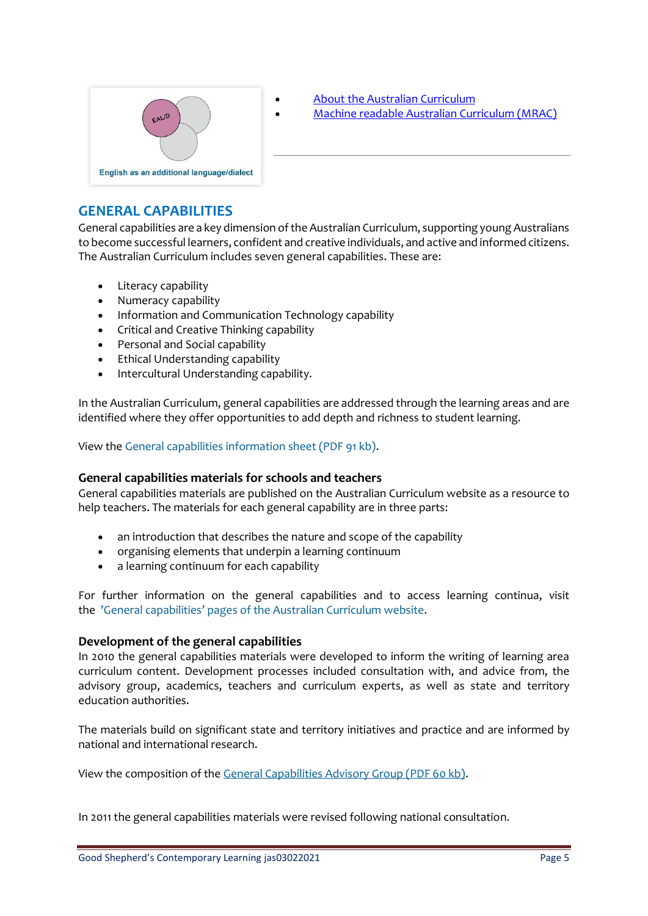English as an additional language/dialect

- [About the Australian Curriculum]()
- [Machine readable Australian Curriculum (MRAC)]()

## GENERAL CAPABILITIES

General capabilities are a key dimension of the Australian Curriculum, supporting young Australians to become successful learners, confident and creative individuals, and active and informed citizens. The Australian Curriculum includes seven general capabilities. These are:

- Literacy capability
- Numeracy capability
- Information and Communication Technology capability
- Critical and Creative Thinking capability
- Personal and Social capability
- Ethical Understanding capability
- Intercultural Understanding capability.

In the Australian Curriculum, general capabilities are addressed through the learning areas and are identified where they offer opportunities to add depth and richness to student learning.

View the General capabilities information sheet (PDF 91 kb).

### General capabilities materials for schools and teachers

General capabilities materials are published on the Australian Curriculum website as a resource to help teachers. The materials for each general capability are in three parts:

- an introduction that describes the nature and scope of the capability
- organising elements that underpin a learning continuum
- a learning continuum for each capability

For further information on the general capabilities and to access learning continua, visit the 'General capabilities' pages of the Australian Curriculum website.

### Development of the general capabilities

In 2010 the general capabilities materials were developed to inform the writing of learning area curriculum content. Development processes included consultation with, and advice from, the advisory group, academics, teachers and curriculum experts, as well as state and territory education authorities.

The materials build on significant state and territory initiatives and practice and are informed by national and international research.

View the composition of the [General Capabilities Advisory Group (PDF 60 kb)]().

In 2011 the general capabilities materials were revised following national consultation.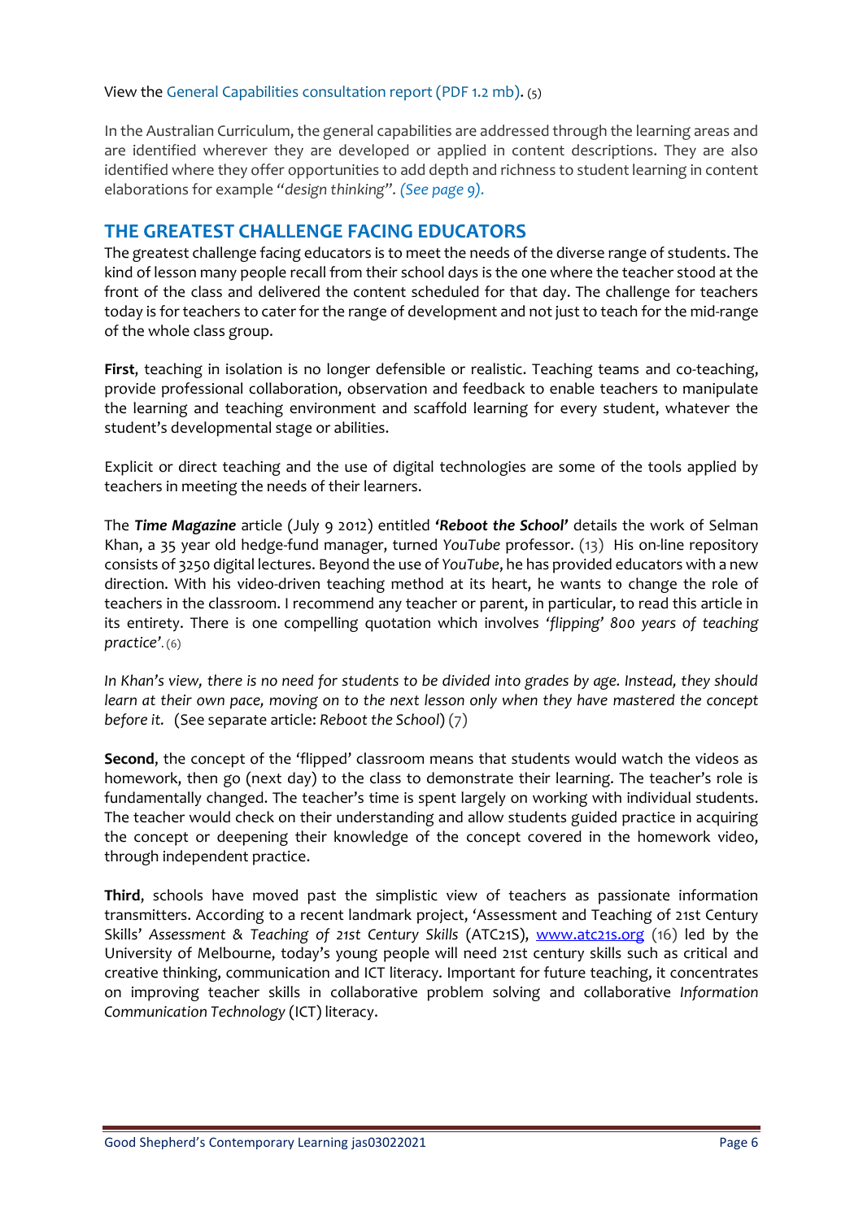View the General Capabilities consultation report (PDF 1.2 mb). (5)

In the Australian Curriculum, the general capabilities are addressed through the learning areas and are identified wherever they are developed or applied in content descriptions. They are also identified where they offer opportunities to add depth and richness to student learning in content elaborations for example "*design thinking*". *(See page 9).*

## THE GREATEST CHALLENGE FACING EDUCATORS

The greatest challenge facing educators is to meet the needs of the diverse range of students. The kind of lesson many people recall from their school days is the one where the teacher stood at the front of the class and delivered the content scheduled for that day. The challenge for teachers today is for teachers to cater for the range of development and not just to teach for the mid-range of the whole class group.

**First**, teaching in isolation is no longer defensible or realistic. Teaching teams and co-teaching, provide professional collaboration, observation and feedback to enable teachers to manipulate the learning and teaching environment and scaffold learning for every student, whatever the student's developmental stage or abilities.

Explicit or direct teaching and the use of digital technologies are some of the tools applied by teachers in meeting the needs of their learners.

The ***Time Magazine*** article (July 9 2012) entitled ***'Reboot the School'*** details the work of Selman Khan, a 35 year old hedge-fund manager, turned *YouTube* professor. (13) His on-line repository consists of 3250 digital lectures. Beyond the use of *YouTube*, he has provided educators with a new direction. With his video-driven teaching method at its heart, he wants to change the role of teachers in the classroom. I recommend any teacher or parent, in particular, to read this article in its entirety. There is one compelling quotation which involves *'flipping' 800 years of teaching practice'.* (6)

*In Khan's view, there is no need for students to be divided into grades by age. Instead, they should learn at their own pace, moving on to the next lesson only when they have mastered the concept before it.* (See separate article: *Reboot the School*) (7)

**Second**, the concept of the 'flipped' classroom means that students would watch the videos as homework, then go (next day) to the class to demonstrate their learning. The teacher's role is fundamentally changed. The teacher's time is spent largely on working with individual students. The teacher would check on their understanding and allow students guided practice in acquiring the concept or deepening their knowledge of the concept covered in the homework video, through independent practice.

**Third**, schools have moved past the simplistic view of teachers as passionate information transmitters. According to a recent landmark project, 'Assessment and Teaching of 21st Century Skills' *Assessment & Teaching of 21st Century Skills* (ATC21S), www.atc21s.org (16) led by the University of Melbourne, today's young people will need 21st century skills such as critical and creative thinking, communication and ICT literacy. Important for future teaching, it concentrates on improving teacher skills in collaborative problem solving and collaborative *Information Communication Technology* (ICT) literacy.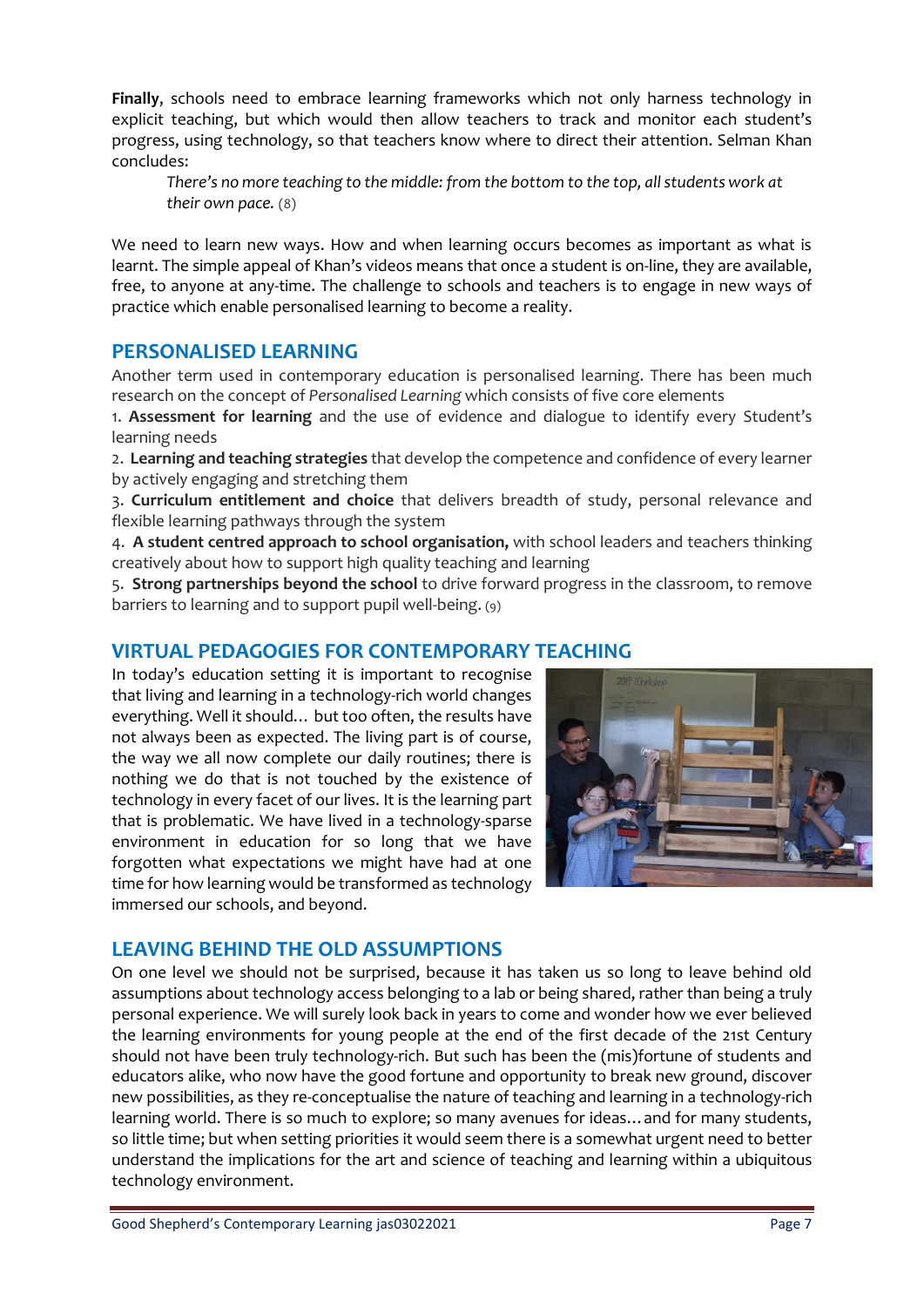**Finally**, schools need to embrace learning frameworks which not only harness technology in explicit teaching, but which would then allow teachers to track and monitor each student's progress, using technology, so that teachers know where to direct their attention. Selman Khan concludes:

> *There's no more teaching to the middle: from the bottom to the top, all students work at their own pace.* (8)

We need to learn new ways. How and when learning occurs becomes as important as what is learnt. The simple appeal of Khan's videos means that once a student is on-line, they are available, free, to anyone at any-time. The challenge to schools and teachers is to engage in new ways of practice which enable personalised learning to become a reality.

## PERSONALISED LEARNING

Another term used in contemporary education is personalised learning. There has been much research on the concept of *Personalised Learning* which consists of five core elements

1. **Assessment for learning** and the use of evidence and dialogue to identify every Student's learning needs
2. **Learning and teaching strategies** that develop the competence and confidence of every learner by actively engaging and stretching them
3. **Curriculum entitlement and choice** that delivers breadth of study, personal relevance and flexible learning pathways through the system
4. **A student centred approach to school organisation,** with school leaders and teachers thinking creatively about how to support high quality teaching and learning
5. **Strong partnerships beyond the school** to drive forward progress in the classroom, to remove barriers to learning and to support pupil well-being. (9)

## VIRTUAL PEDAGOGIES FOR CONTEMPORARY TEACHING

In today's education setting it is important to recognise that living and learning in a technology-rich world changes everything. Well it should… but too often, the results have not always been as expected. The living part is of course, the way we all now complete our daily routines; there is nothing we do that is not touched by the existence of technology in every facet of our lives. It is the learning part that is problematic. We have lived in a technology-sparse environment in education for so long that we have forgotten what expectations we might have had at one time for how learning would be transformed as technology immersed our schools, and beyond.

## LEAVING BEHIND THE OLD ASSUMPTIONS

On one level we should not be surprised, because it has taken us so long to leave behind old assumptions about technology access belonging to a lab or being shared, rather than being a truly personal experience. We will surely look back in years to come and wonder how we ever believed the learning environments for young people at the end of the first decade of the 21st Century should not have been truly technology-rich. But such has been the (mis)fortune of students and educators alike, who now have the good fortune and opportunity to break new ground, discover new possibilities, as they re-conceptualise the nature of teaching and learning in a technology-rich learning world. There is so much to explore; so many avenues for ideas…and for many students, so little time; but when setting priorities it would seem there is a somewhat urgent need to better understand the implications for the art and science of teaching and learning within a ubiquitous technology environment.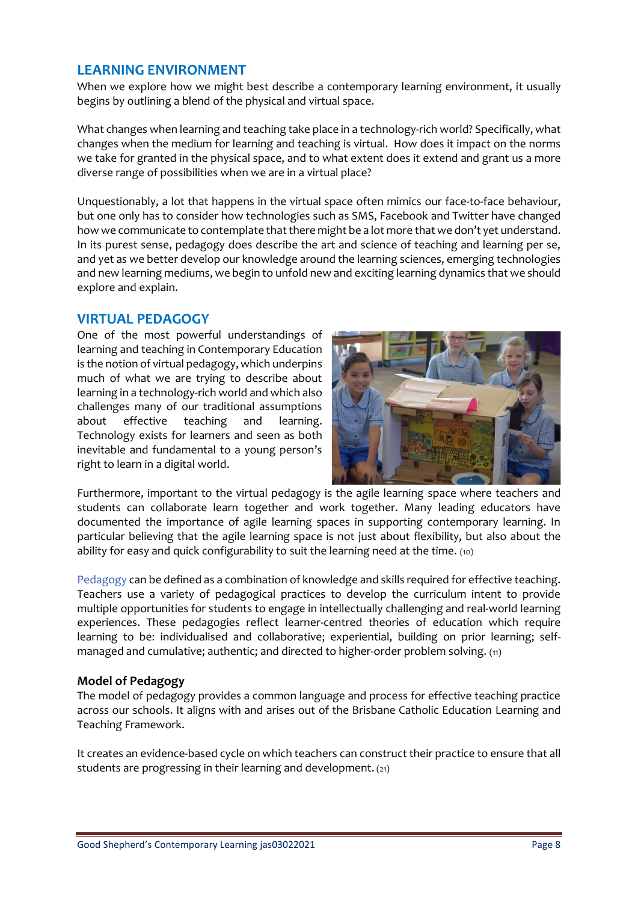## LEARNING ENVIRONMENT

When we explore how we might best describe a contemporary learning environment, it usually begins by outlining a blend of the physical and virtual space.

What changes when learning and teaching take place in a technology-rich world? Specifically, what changes when the medium for learning and teaching is virtual. How does it impact on the norms we take for granted in the physical space, and to what extent does it extend and grant us a more diverse range of possibilities when we are in a virtual place?

Unquestionably, a lot that happens in the virtual space often mimics our face-to-face behaviour, but one only has to consider how technologies such as SMS, Facebook and Twitter have changed how we communicate to contemplate that there might be a lot more that we don't yet understand. In its purest sense, pedagogy does describe the art and science of teaching and learning per se, and yet as we better develop our knowledge around the learning sciences, emerging technologies and new learning mediums, we begin to unfold new and exciting learning dynamics that we should explore and explain.

## VIRTUAL PEDAGOGY

One of the most powerful understandings of learning and teaching in Contemporary Education is the notion of virtual pedagogy, which underpins much of what we are trying to describe about learning in a technology-rich world and which also challenges many of our traditional assumptions about effective teaching and learning. Technology exists for learners and seen as both inevitable and fundamental to a young person's right to learn in a digital world.

Furthermore, important to the virtual pedagogy is the agile learning space where teachers and students can collaborate learn together and work together. Many leading educators have documented the importance of agile learning spaces in supporting contemporary learning. In particular believing that the agile learning space is not just about flexibility, but also about the ability for easy and quick configurability to suit the learning need at the time. (10)

Pedagogy can be defined as a combination of knowledge and skills required for effective teaching. Teachers use a variety of pedagogical practices to develop the curriculum intent to provide multiple opportunities for students to engage in intellectually challenging and real-world learning experiences. These pedagogies reflect learner-centred theories of education which require learning to be: individualised and collaborative; experiential, building on prior learning; self-managed and cumulative; authentic; and directed to higher-order problem solving. (11)

### Model of Pedagogy

The model of pedagogy provides a common language and process for effective teaching practice across our schools. It aligns with and arises out of the Brisbane Catholic Education Learning and Teaching Framework.

It creates an evidence-based cycle on which teachers can construct their practice to ensure that all students are progressing in their learning and development. (21)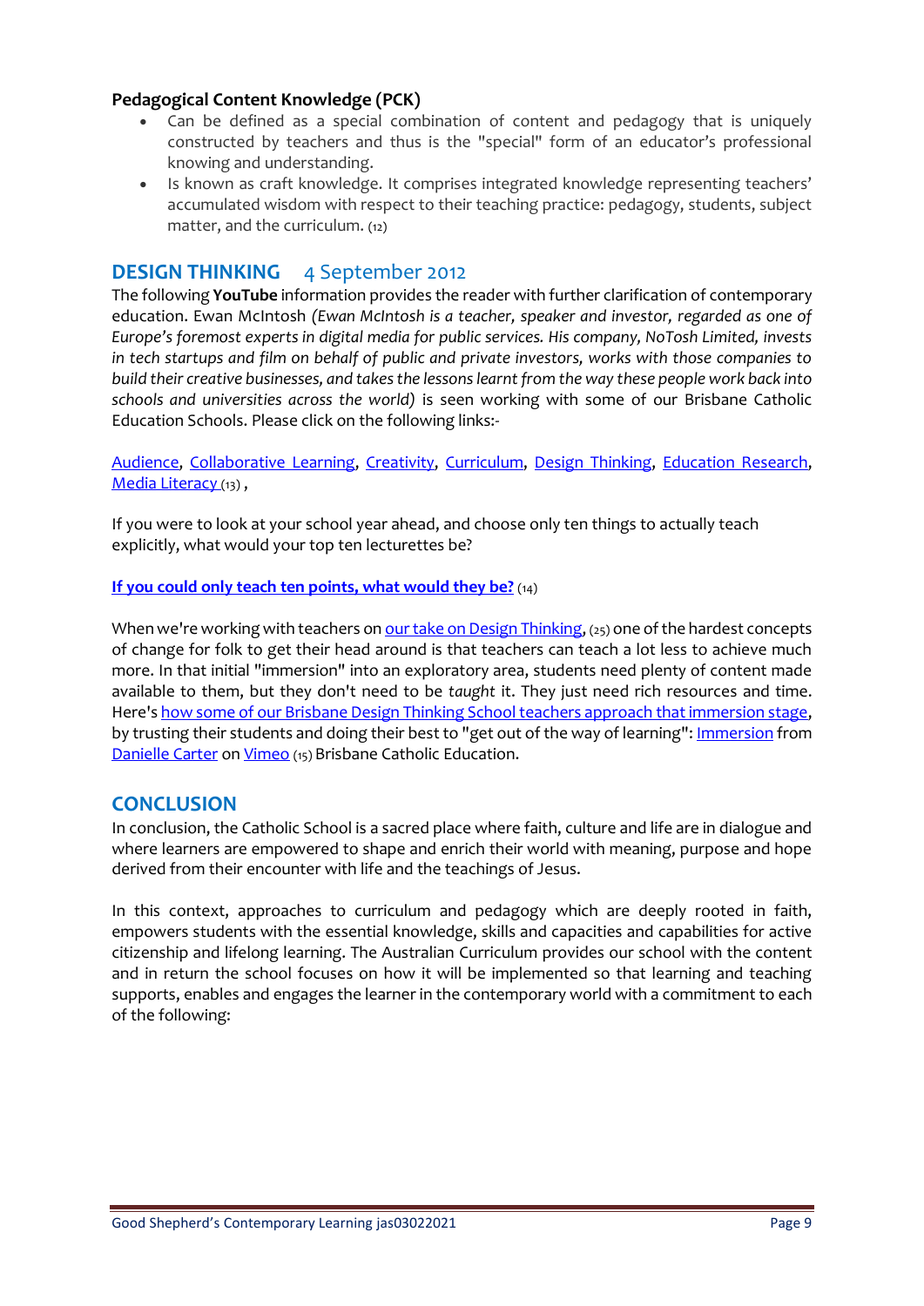**Pedagogical Content Knowledge (PCK)**

- Can be defined as a special combination of content and pedagogy that is uniquely constructed by teachers and thus is the "special" form of an educator's professional knowing and understanding.
- Is known as craft knowledge. It comprises integrated knowledge representing teachers' accumulated wisdom with respect to their teaching practice: pedagogy, students, subject matter, and the curriculum. (12)

## DESIGN THINKING 4 September 2012

The following **YouTube** information provides the reader with further clarification of contemporary education. Ewan McIntosh *(Ewan McIntosh is a teacher, speaker and investor, regarded as one of Europe's foremost experts in digital media for public services. His company, NoTosh Limited, invests in tech startups and film on behalf of public and private investors, works with those companies to build their creative businesses, and takes the lessons learnt from the way these people work back into schools and universities across the world)* is seen working with some of our Brisbane Catholic Education Schools. Please click on the following links:-

Audience, Collaborative Learning, Creativity, Curriculum, Design Thinking, Education Research, Media Literacy (13) ,

If you were to look at your school year ahead, and choose only ten things to actually teach explicitly, what would your top ten lecturettes be?

**If you could only teach ten points, what would they be?** (14)

When we're working with teachers on our take on Design Thinking, (25) one of the hardest concepts of change for folk to get their head around is that teachers can teach a lot less to achieve much more. In that initial "immersion" into an exploratory area, students need plenty of content made available to them, but they don't need to be *taught* it. They just need rich resources and time. Here's how some of our Brisbane Design Thinking School teachers approach that immersion stage, by trusting their students and doing their best to "get out of the way of learning": Immersion from Danielle Carter on Vimeo (15) Brisbane Catholic Education.

## CONCLUSION

In conclusion, the Catholic School is a sacred place where faith, culture and life are in dialogue and where learners are empowered to shape and enrich their world with meaning, purpose and hope derived from their encounter with life and the teachings of Jesus.

In this context, approaches to curriculum and pedagogy which are deeply rooted in faith, empowers students with the essential knowledge, skills and capacities and capabilities for active citizenship and lifelong learning. The Australian Curriculum provides our school with the content and in return the school focuses on how it will be implemented so that learning and teaching supports, enables and engages the learner in the contemporary world with a commitment to each of the following: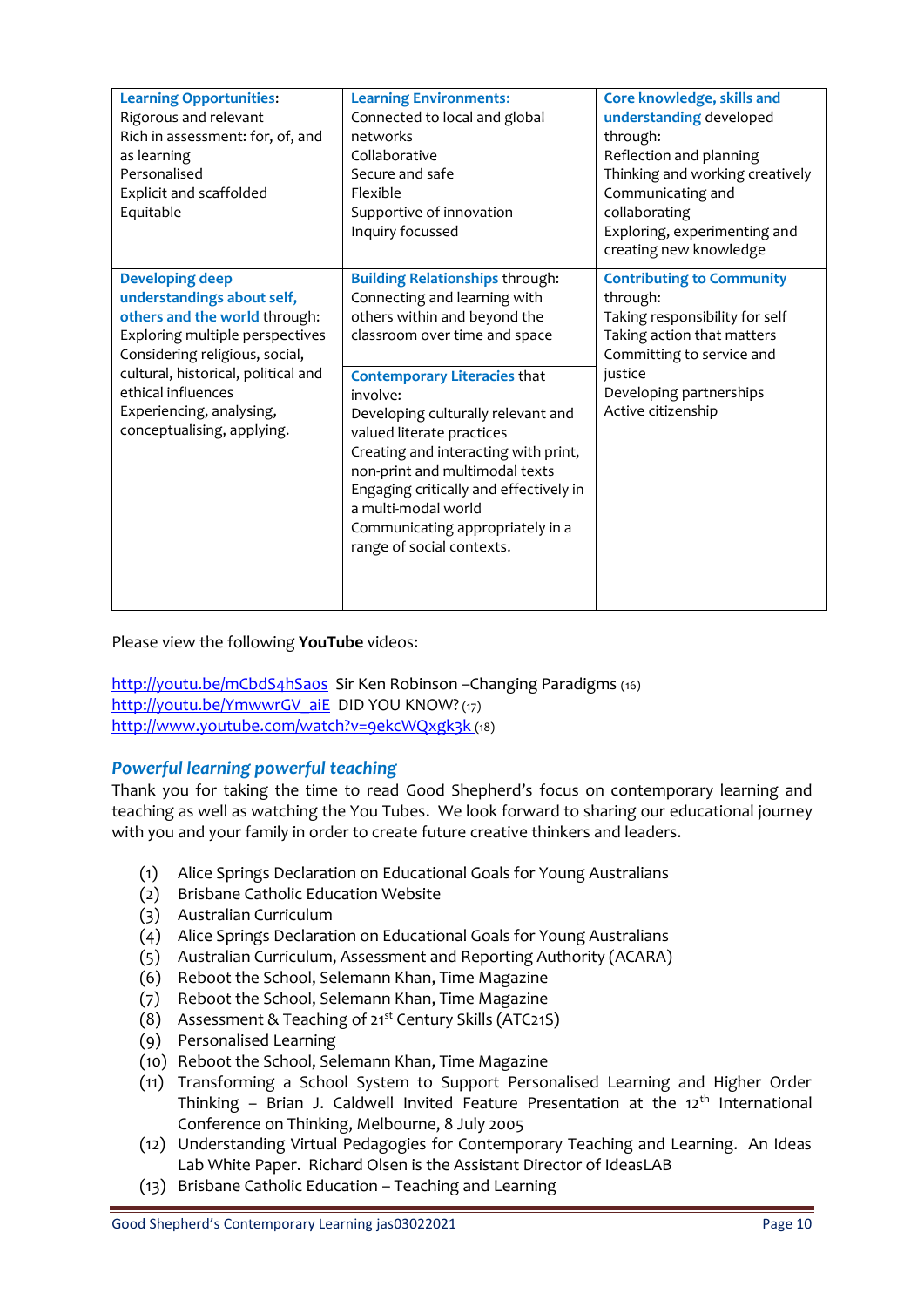| **Learning Opportunities**: Rigorous and relevant<br>Rich in assessment: for, of, and as learning<br>Personalised<br>Explicit and scaffolded<br>Equitable | **Learning Environments:**<br>Connected to local and global networks<br>Collaborative<br>Secure and safe<br>Flexible<br>Supportive of innovation<br>Inquiry focussed | **Core knowledge, skills and understanding** developed through:<br>Reflection and planning<br>Thinking and working creatively<br>Communicating and collaborating<br>Exploring, experimenting and creating new knowledge |
|---|---|---|
| **Developing deep understandings about self, others and the world** through:<br>Exploring multiple perspectives<br>Considering religious, social, cultural, historical, political and ethical influences<br>Experiencing, analysing, conceptualising, applying. | **Building Relationships** through:<br>Connecting and learning with others within and beyond the classroom over time and space<br><br>**Contemporary Literacies** that involve:<br>Developing culturally relevant and valued literate practices<br>Creating and interacting with print, non-print and multimodal texts<br>Engaging critically and effectively in a multi-modal world<br>Communicating appropriately in a range of social contexts. | **Contributing to Community** through:<br>Taking responsibility for self<br>Taking action that matters<br>Committing to service and justice<br>Developing partnerships<br>Active citizenship |

Please view the following **YouTube** videos:

http://youtu.be/mCbdS4hSa0s Sir Ken Robinson –Changing Paradigms (16)
http://youtu.be/YmwwrGV_aiE DID YOU KNOW? (17)
http://www.youtube.com/watch?v=9ekcWQxgk3k (18)

## *Powerful learning powerful teaching*

Thank you for taking the time to read Good Shepherd's focus on contemporary learning and teaching as well as watching the You Tubes. We look forward to sharing our educational journey with you and your family in order to create future creative thinkers and leaders.

(1) Alice Springs Declaration on Educational Goals for Young Australians
(2) Brisbane Catholic Education Website
(3) Australian Curriculum
(4) Alice Springs Declaration on Educational Goals for Young Australians
(5) Australian Curriculum, Assessment and Reporting Authority (ACARA)
(6) Reboot the School, Selemann Khan, Time Magazine
(7) Reboot the School, Selemann Khan, Time Magazine
(8) Assessment & Teaching of 21st Century Skills (ATC21S)
(9) Personalised Learning
(10) Reboot the School, Selemann Khan, Time Magazine
(11) Transforming a School System to Support Personalised Learning and Higher Order Thinking – Brian J. Caldwell Invited Feature Presentation at the 12th International Conference on Thinking, Melbourne, 8 July 2005
(12) Understanding Virtual Pedagogies for Contemporary Teaching and Learning. An Ideas Lab White Paper. Richard Olsen is the Assistant Director of IdeasLAB
(13) Brisbane Catholic Education – Teaching and Learning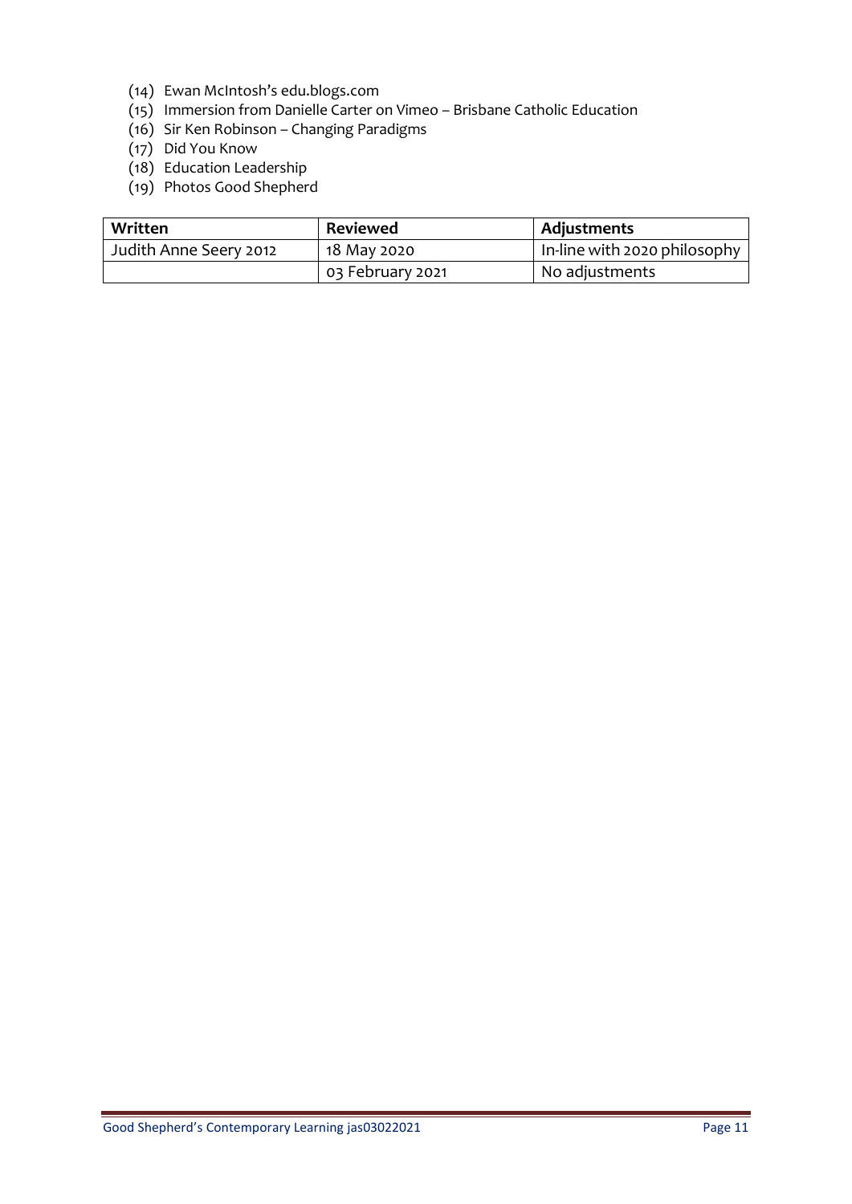(14) Ewan McIntosh's edu.blogs.com
(15) Immersion from Danielle Carter on Vimeo – Brisbane Catholic Education
(16) Sir Ken Robinson – Changing Paradigms
(17) Did You Know
(18) Education Leadership
(19) Photos Good Shepherd

| Written | Reviewed | Adjustments |
|---|---|---|
| Judith Anne Seery 2012 | 18 May 2020 | In-line with 2020 philosophy |
| | 03 February 2021 | No adjustments |